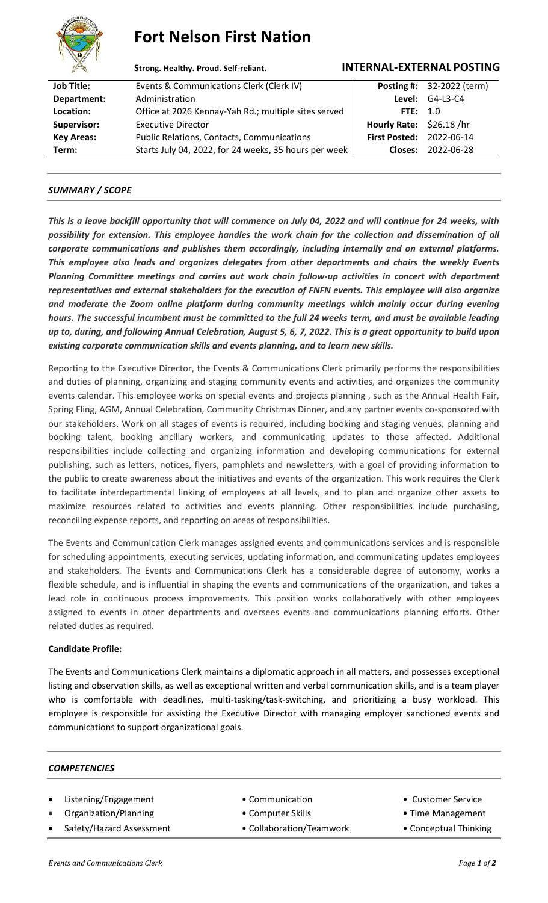# Fort Nelson First Nation

**Strong. Healthy. Proud. Self-reliant.** **INTERNAL-EXTERNAL POSTING**

| | | | |
|---|---|---|---|
| **Job Title:** | Events & Communications Clerk (Clerk IV) | **Posting #:** | 32-2022 (term) |
| **Department:** | Administration | **Level:** | G4-L3-C4 |
| **Location:** | Office at 2026 Kennay-Yah Rd.; multiple sites served | **FTE:** | 1.0 |
| **Supervisor:** | Executive Director | **Hourly Rate:** | $26.18 /hr |
| **Key Areas:** | Public Relations, Contacts, Communications | **First Posted:** | 2022-06-14 |
| **Term:** | Starts July 04, 2022, for 24 weeks, 35 hours per week | **Closes:** | 2022-06-28 |

## *SUMMARY / SCOPE*

***This is a leave backfill opportunity that will commence on July 04, 2022 and will continue for 24 weeks, with possibility for extension. This employee handles the work chain for the collection and dissemination of all corporate communications and publishes them accordingly, including internally and on external platforms. This employee also leads and organizes delegates from other departments and chairs the weekly Events Planning Committee meetings and carries out work chain follow-up activities in concert with department representatives and external stakeholders for the execution of FNFN events. This employee will also organize and moderate the Zoom online platform during community meetings which mainly occur during evening hours. The successful incumbent must be committed to the full 24 weeks term, and must be available leading up to, during, and following Annual Celebration, August 5, 6, 7, 2022. This is a great opportunity to build upon existing corporate communication skills and events planning, and to learn new skills.***

Reporting to the Executive Director, the Events & Communications Clerk primarily performs the responsibilities and duties of planning, organizing and staging community events and activities, and organizes the community events calendar. This employee works on special events and projects planning , such as the Annual Health Fair, Spring Fling, AGM, Annual Celebration, Community Christmas Dinner, and any partner events co-sponsored with our stakeholders. Work on all stages of events is required, including booking and staging venues, planning and booking talent, booking ancillary workers, and communicating updates to those affected. Additional responsibilities include collecting and organizing information and developing communications for external publishing, such as letters, notices, flyers, pamphlets and newsletters, with a goal of providing information to the public to create awareness about the initiatives and events of the organization. This work requires the Clerk to facilitate interdepartmental linking of employees at all levels, and to plan and organize other assets to maximize resources related to activities and events planning. Other responsibilities include purchasing, reconciling expense reports, and reporting on areas of responsibilities.

The Events and Communication Clerk manages assigned events and communications services and is responsible for scheduling appointments, executing services, updating information, and communicating updates employees and stakeholders. The Events and Communications Clerk has a considerable degree of autonomy, works a flexible schedule, and is influential in shaping the events and communications of the organization, and takes a lead role in continuous process improvements. This position works collaboratively with other employees assigned to events in other departments and oversees events and communications planning efforts. Other related duties as required.

**Candidate Profile:**

The Events and Communications Clerk maintains a diplomatic approach in all matters, and possesses exceptional listing and observation skills, as well as exceptional written and verbal communication skills, and is a team player who is comfortable with deadlines, multi-tasking/task-switching, and prioritizing a busy workload. This employee is responsible for assisting the Executive Director with managing employer sanctioned events and communications to support organizational goals.

## *COMPETENCIES*

- Listening/Engagement
- Organization/Planning
- Safety/Hazard Assessment
- Communication
- Computer Skills
- Collaboration/Teamwork
- Customer Service
- Time Management
- Conceptual Thinking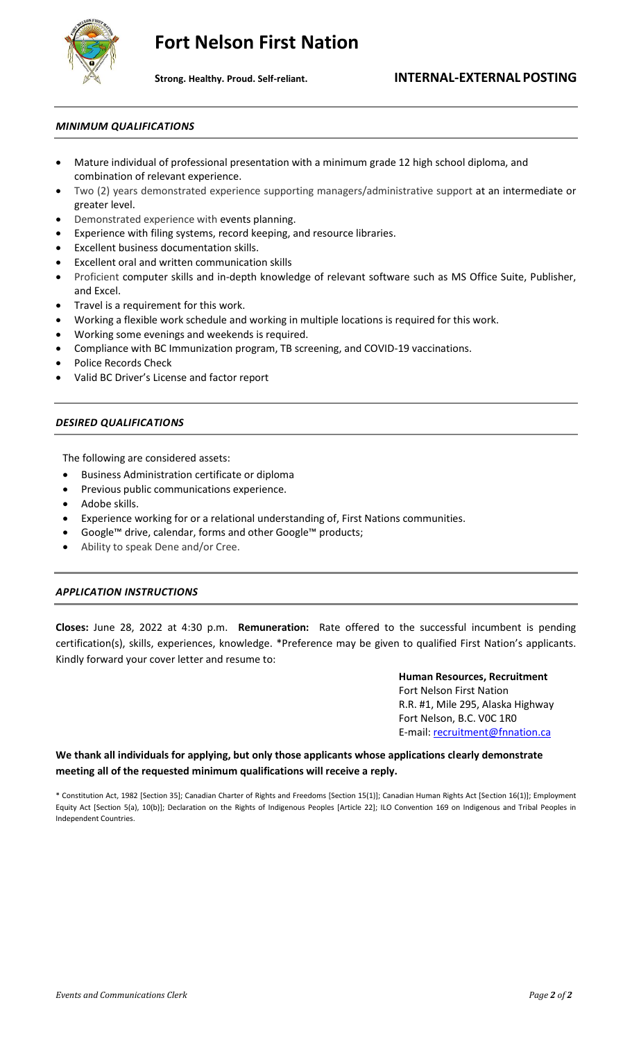### *MINIMUM QUALIFICATIONS*

- Mature individual of professional presentation with a minimum grade 12 high school diploma, and combination of relevant experience.
- Two (2) years demonstrated experience supporting managers/administrative support at an intermediate or greater level.
- Demonstrated experience with events planning.
- Experience with filing systems, record keeping, and resource libraries.
- Excellent business documentation skills.
- Excellent oral and written communication skills
- Proficient computer skills and in-depth knowledge of relevant software such as MS Office Suite, Publisher, and Excel.
- Travel is a requirement for this work.
- Working a flexible work schedule and working in multiple locations is required for this work.
- Working some evenings and weekends is required.
- Compliance with BC Immunization program, TB screening, and COVID-19 vaccinations.
- Police Records Check
- Valid BC Driver's License and factor report

### *DESIRED QUALIFICATIONS*

The following are considered assets:

- Business Administration certificate or diploma
- Previous public communications experience.
- Adobe skills.
- Experience working for or a relational understanding of, First Nations communities.
- Google™ drive, calendar, forms and other Google™ products;
- Ability to speak Dene and/or Cree.

### *APPLICATION INSTRUCTIONS*

**Closes:** June 28, 2022 at 4:30 p.m. **Remuneration:** Rate offered to the successful incumbent is pending certification(s), skills, experiences, knowledge. *Preference may be given to qualified First Nation's applicants. Kindly forward your cover letter and resume to:

**Human Resources, Recruitment**
Fort Nelson First Nation
R.R. #1, Mile 295, Alaska Highway
Fort Nelson, B.C. V0C 1R0
E-mail: recruitment@fnnation.ca

**We thank all individuals for applying, but only those applicants whose applications clearly demonstrate meeting all of the requested minimum qualifications will receive a reply.**

* Constitution Act, 1982 [Section 35]; Canadian Charter of Rights and Freedoms [Section 15(1)]; Canadian Human Rights Act [Section 16(1)]; Employment Equity Act [Section 5(a), 10(b)]; Declaration on the Rights of Indigenous Peoples [Article 22]; ILO Convention 169 on Indigenous and Tribal Peoples in Independent Countries.